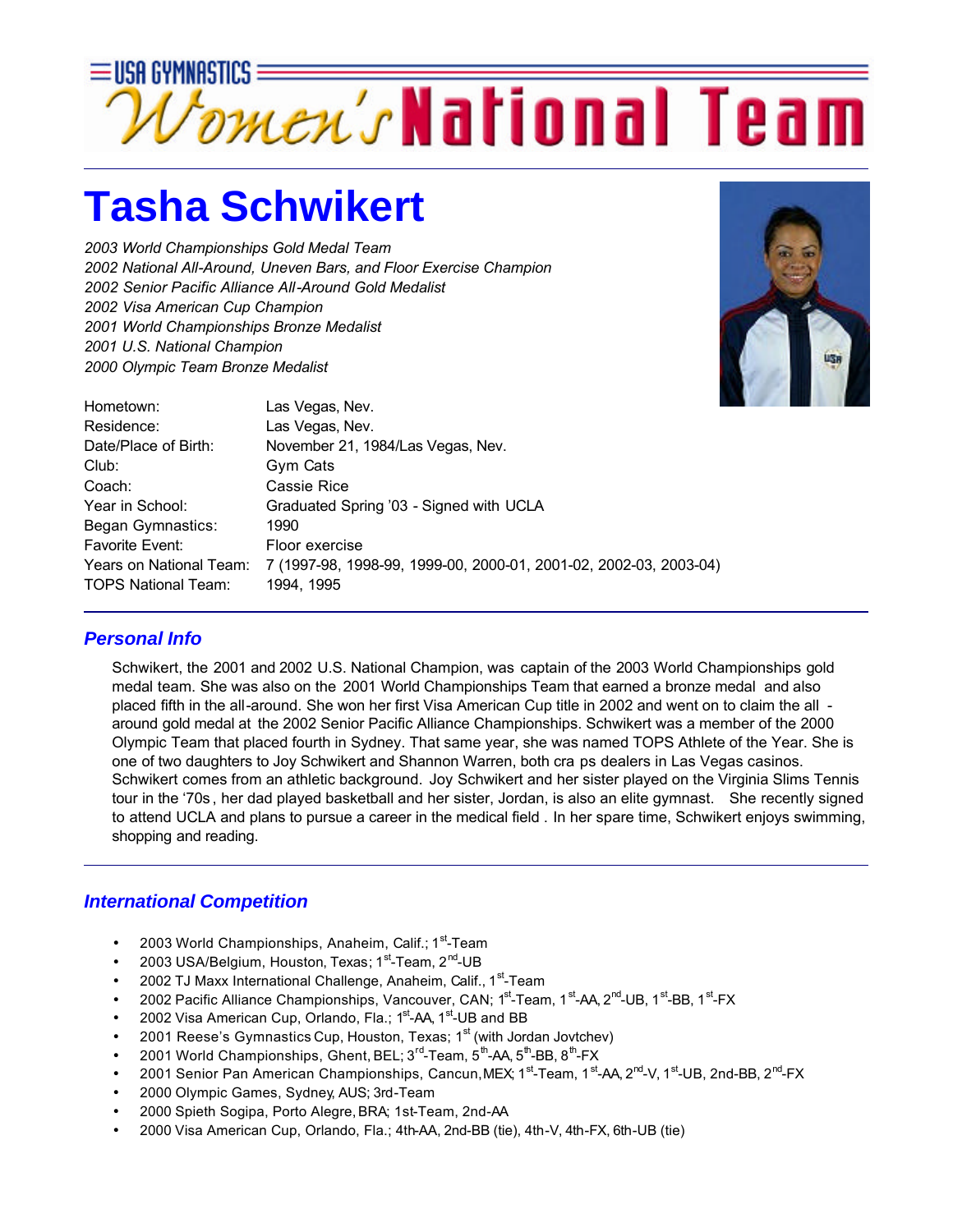USA GYMNASTICS

Women's National Team

# Tasha Schwikert

*2003 World Championships Gold Medal Team*
*2002 National All-Around, Uneven Bars, and Floor Exercise Champion*
*2002 Senior Pacific Alliance All-Around Gold Medalist*
*2002 Visa American Cup Champion*
*2001 World Championships Bronze Medalist*
*2001 U.S. National Champion*
*2000 Olympic Team Bronze Medalist*

| | |
|---|---|
| Hometown: | Las Vegas, Nev. |
| Residence: | Las Vegas, Nev. |
| Date/Place of Birth: | November 21, 1984/Las Vegas, Nev. |
| Club: | Gym Cats |
| Coach: | Cassie Rice |
| Year in School: | Graduated Spring '03 - Signed with UCLA |
| Began Gymnastics: | 1990 |
| Favorite Event: | Floor exercise |
| Years on National Team: | 7 (1997-98, 1998-99, 1999-00, 2000-01, 2001-02, 2002-03, 2003-04) |
| TOPS National Team: | 1994, 1995 |

## *Personal Info*

Schwikert, the 2001 and 2002 U.S. National Champion, was captain of the 2003 World Championships gold medal team. She was also on the 2001 World Championships Team that earned a bronze medal and also placed fifth in the all-around. She won her first Visa American Cup title in 2002 and went on to claim the all-around gold medal at the 2002 Senior Pacific Alliance Championships. Schwikert was a member of the 2000 Olympic Team that placed fourth in Sydney. That same year, she was named TOPS Athlete of the Year. She is one of two daughters to Joy Schwikert and Shannon Warren, both cra ps dealers in Las Vegas casinos. Schwikert comes from an athletic background. Joy Schwikert and her sister played on the Virginia Slims Tennis tour in the '70s, her dad played basketball and her sister, Jordan, is also an elite gymnast. She recently signed to attend UCLA and plans to pursue a career in the medical field. In her spare time, Schwikert enjoys swimming, shopping and reading.

## *International Competition*

- 2003 World Championships, Anaheim, Calif.; 1st-Team
- 2003 USA/Belgium, Houston, Texas; 1st-Team, 2nd-UB
- 2002 TJ Maxx International Challenge, Anaheim, Calif., 1st-Team
- 2002 Pacific Alliance Championships, Vancouver, CAN; 1st-Team, 1st-AA, 2nd-UB, 1st-BB, 1st-FX
- 2002 Visa American Cup, Orlando, Fla.; 1st-AA, 1st-UB and BB
- 2001 Reese's Gymnastics Cup, Houston, Texas; 1st (with Jordan Jovtchev)
- 2001 World Championships, Ghent, BEL; 3rd-Team, 5th-AA, 5th-BB, 8th-FX
- 2001 Senior Pan American Championships, Cancun, MEX; 1st-Team, 1st-AA, 2nd-V, 1st-UB, 2nd-BB, 2nd-FX
- 2000 Olympic Games, Sydney, AUS; 3rd-Team
- 2000 Spieth Sogipa, Porto Alegre, BRA; 1st-Team, 2nd-AA
- 2000 Visa American Cup, Orlando, Fla.; 4th-AA, 2nd-BB (tie), 4th-V, 4th-FX, 6th-UB (tie)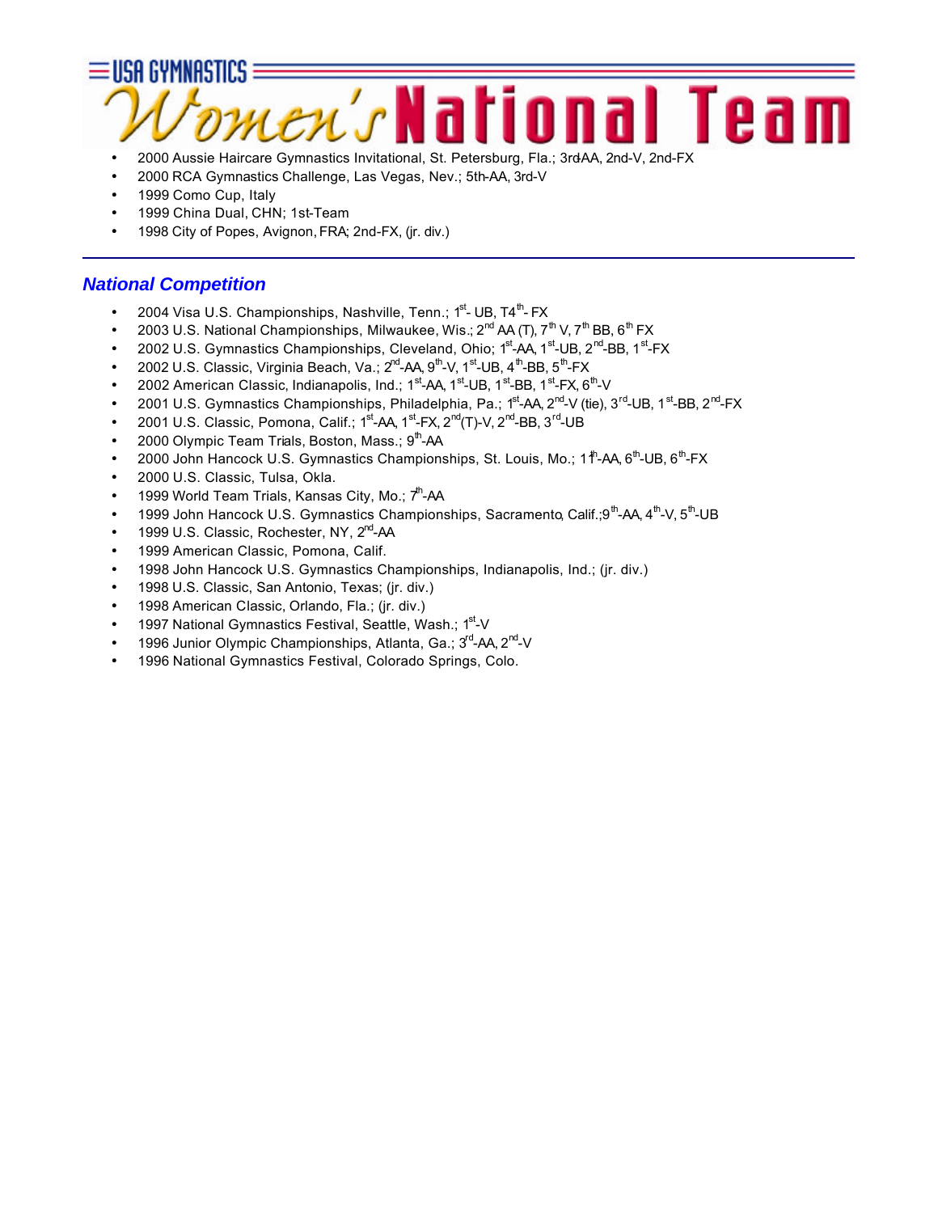- 2000 Aussie Haircare Gymnastics Invitational, St. Petersburg, Fla.; 3rd-AA, 2nd-V, 2nd-FX
- 2000 RCA Gymnastics Challenge, Las Vegas, Nev.; 5th-AA, 3rd-V
- 1999 Como Cup, Italy
- 1999 China Dual, CHN; 1st-Team
- 1998 City of Popes, Avignon, FRA; 2nd-FX, (jr. div.)

---

### *National Competition*

- 2004 Visa U.S. Championships, Nashville, Tenn.; 1st- UB, T4th- FX
- 2003 U.S. National Championships, Milwaukee, Wis.; 2nd AA (T), 7th V, 7th BB, 6th FX
- 2002 U.S. Gymnastics Championships, Cleveland, Ohio; 1st-AA, 1st-UB, 2nd-BB, 1st-FX
- 2002 U.S. Classic, Virginia Beach, Va.; 2nd-AA, 9th-V, 1st-UB, 4th-BB, 5th-FX
- 2002 American Classic, Indianapolis, Ind.; 1st-AA, 1st-UB, 1st-BB, 1st-FX, 6th-V
- 2001 U.S. Gymnastics Championships, Philadelphia, Pa.; 1st-AA, 2nd-V (tie), 3rd-UB, 1st-BB, 2nd-FX
- 2001 U.S. Classic, Pomona, Calif.; 1st-AA, 1st-FX, 2nd(T)-V, 2nd-BB, 3rd-UB
- 2000 Olympic Team Trials, Boston, Mass.; 9th-AA
- 2000 John Hancock U.S. Gymnastics Championships, St. Louis, Mo.; 11th-AA, 6th-UB, 6th-FX
- 2000 U.S. Classic, Tulsa, Okla.
- 1999 World Team Trials, Kansas City, Mo.; 7th-AA
- 1999 John Hancock U.S. Gymnastics Championships, Sacramento, Calif.; 9th-AA, 4th-V, 5th-UB
- 1999 U.S. Classic, Rochester, NY, 2nd-AA
- 1999 American Classic, Pomona, Calif.
- 1998 John Hancock U.S. Gymnastics Championships, Indianapolis, Ind.; (jr. div.)
- 1998 U.S. Classic, San Antonio, Texas; (jr. div.)
- 1998 American Classic, Orlando, Fla.; (jr. div.)
- 1997 National Gymnastics Festival, Seattle, Wash.; 1st-V
- 1996 Junior Olympic Championships, Atlanta, Ga.; 3rd-AA, 2nd-V
- 1996 National Gymnastics Festival, Colorado Springs, Colo.